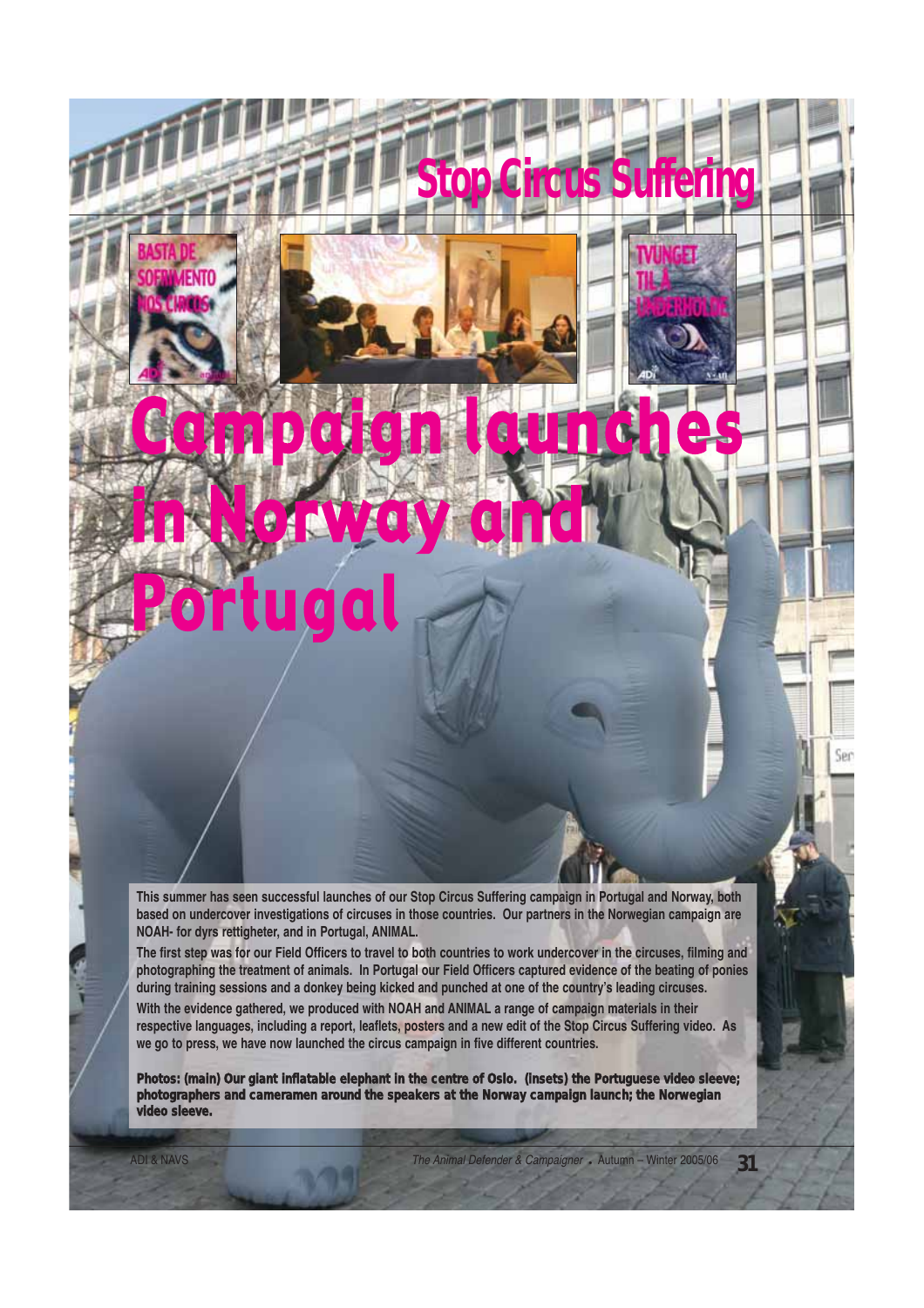## Stop Circus Suffering

# Campaign launches in Norway and Portugal

**This summer has seen successful launches of our Stop Circus Suffering campaign in Portugal and Norway, both based on undercover investigations of circuses in those countries. Our partners in the Norwegian campaign are NOAH- for dyrs rettigheter, and in Portugal, ANIMAL.**

**The first step was for our Field Officers to travel to both countries to work undercover in the circuses, filming and photographing the treatment of animals. In Portugal our Field Officers captured evidence of the beating of ponies during training sessions and a donkey being kicked and punched at one of the country's leading circuses.**

**With the evidence gathered, we produced with NOAH and ANIMAL a range of campaign materials in their respective languages, including a report, leaflets, posters and a new edit of the Stop Circus Suffering video. As we go to press, we have now launched the circus campaign in five different countries.**

**Photos: (main) Our giant inflatable elephant in the centre of Oslo. (insets) the Portuguese video sleeve; photographers and cameramen around the speakers at the Norway campaign launch; the Norwegian video sleeve.**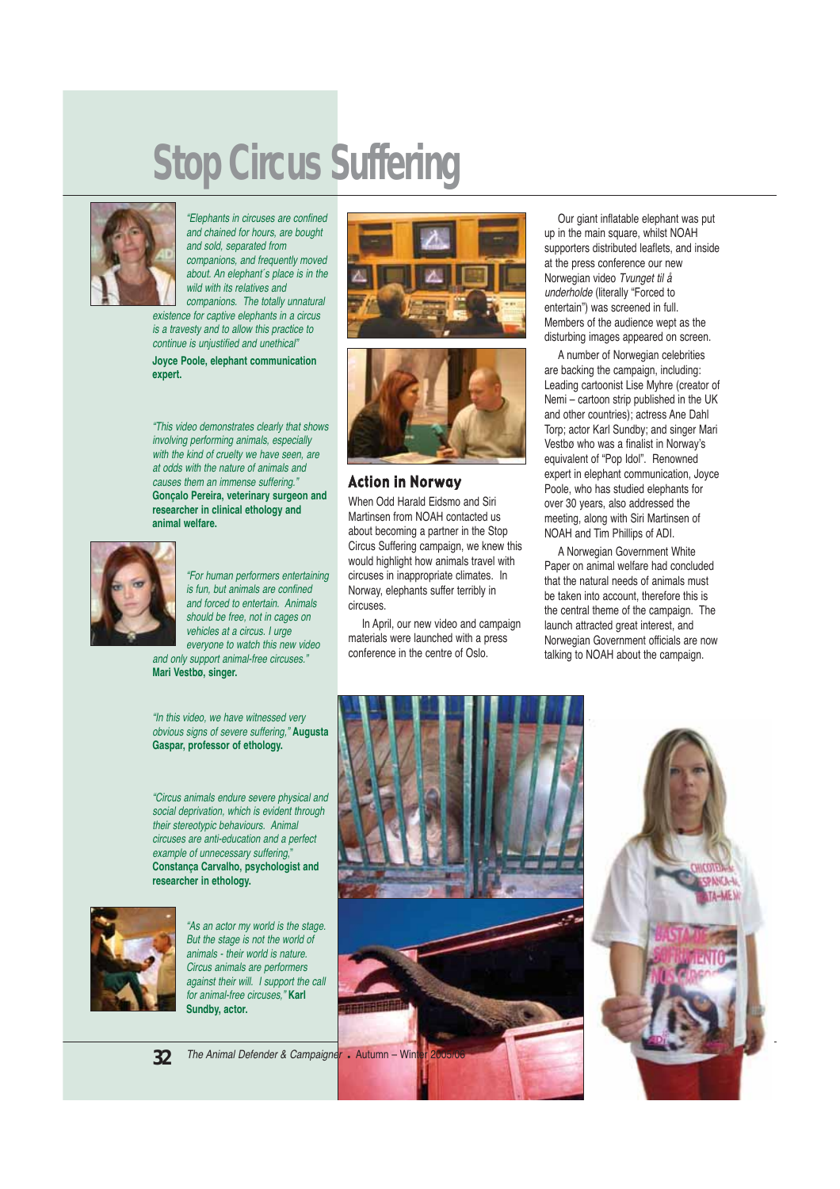# Stop Circus Suffering

*"Elephants in circuses are confined and chained for hours, are bought and sold, separated from companions, and frequently moved about. An elephant's place is in the wild with its relatives and companions. The totally unnatural existence for captive elephants in a circus is a travesty and to allow this practice to continue is unjustified and unethical"*

**Joyce Poole, elephant communication expert.**

*"This video demonstrates clearly that shows involving performing animals, especially with the kind of cruelty we have seen, are at odds with the nature of animals and causes them an immense suffering."* **Gonçalo Pereira, veterinary surgeon and researcher in clinical ethology and animal welfare.**

*"For human performers entertaining is fun, but animals are confined and forced to entertain. Animals should be free, not in cages on vehicles at a circus. I urge everyone to watch this new video and only support animal-free circuses."*
**Mari Vestbø, singer.**

*"In this video, we have witnessed very obvious signs of severe suffering,"* **Augusta Gaspar, professor of ethology.**

*"Circus animals endure severe physical and social deprivation, which is evident through their stereotypic behaviours. Animal circuses are anti-education and a perfect example of unnecessary suffering,"* **Constança Carvalho, psychologist and researcher in ethology.**

*"As an actor my world is the stage. But the stage is not the world of animals - their world is nature. Circus animals are performers against their will. I support the call for animal-free circuses,"* **Karl Sundby, actor.**

## Action in Norway

When Odd Harald Eidsmo and Siri Martinsen from NOAH contacted us about becoming a partner in the Stop Circus Suffering campaign, we knew this would highlight how animals travel with circuses in inappropriate climates. In Norway, elephants suffer terribly in circuses.

In April, our new video and campaign materials were launched with a press conference in the centre of Oslo.

Our giant inflatable elephant was put up in the main square, whilst NOAH supporters distributed leaflets, and inside at the press conference our new Norwegian video *Tvunget til å underholde* (literally "Forced to entertain") was screened in full. Members of the audience wept as the disturbing images appeared on screen.

A number of Norwegian celebrities are backing the campaign, including: Leading cartoonist Lise Myhre (creator of Nemi – cartoon strip published in the UK and other countries); actress Ane Dahl Torp; actor Karl Sundby; and singer Mari Vestbø who was a finalist in Norway's equivalent of "Pop Idol". Renowned expert in elephant communication, Joyce Poole, who has studied elephants for over 30 years, also addressed the meeting, along with Siri Martinsen of NOAH and Tim Phillips of ADI.

A Norwegian Government White Paper on animal welfare had concluded that the natural needs of animals must be taken into account, therefore this is the central theme of the campaign. The launch attracted great interest, and Norwegian Government officials are now talking to NOAH about the campaign.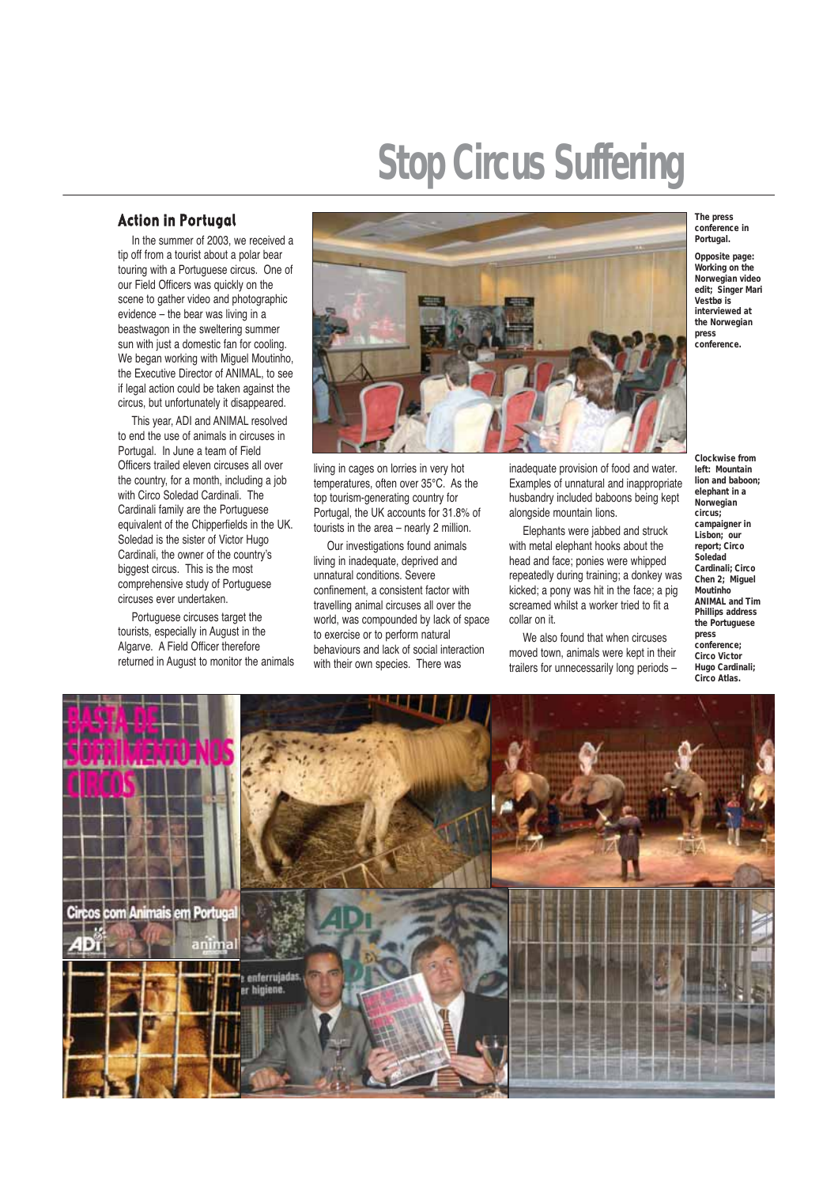# Stop Circus Suffering

## Action in Portugal

In the summer of 2003, we received a tip off from a tourist about a polar bear touring with a Portuguese circus. One of our Field Officers was quickly on the scene to gather video and photographic evidence – the bear was living in a beastwagon in the sweltering summer sun with just a domestic fan for cooling. We began working with Miguel Moutinho, the Executive Director of ANIMAL, to see if legal action could be taken against the circus, but unfortunately it disappeared.

This year, ADI and ANIMAL resolved to end the use of animals in circuses in Portugal. In June a team of Field Officers trailed eleven circuses all over the country, for a month, including a job with Circo Soledad Cardinali. The Cardinali family are the Portuguese equivalent of the Chipperfields in the UK. Soledad is the sister of Victor Hugo Cardinali, the owner of the country's biggest circus. This is the most comprehensive study of Portuguese circuses ever undertaken.

Portuguese circuses target the tourists, especially in August in the Algarve. A Field Officer therefore returned in August to monitor the animals living in cages on lorries in very hot temperatures, often over 35°C. As the top tourism-generating country for Portugal, the UK accounts for 31.8% of tourists in the area – nearly 2 million.

Our investigations found animals living in inadequate, deprived and unnatural conditions. Severe confinement, a consistent factor with travelling animal circuses all over the world, was compounded by lack of space to exercise or to perform natural behaviours and lack of social interaction with their own species. There was inadequate provision of food and water. Examples of unnatural and inappropriate husbandry included baboons being kept alongside mountain lions.

Elephants were jabbed and struck with metal elephant hooks about the head and face; ponies were whipped repeatedly during training; a donkey was kicked; a pony was hit in the face; a pig screamed whilst a worker tried to fit a collar on it.

We also found that when circuses moved town, animals were kept in their trailers for unnecessarily long periods –

**The press conference in Portugal.**

**Opposite page: Working on the Norwegian video edit; Singer Mari Vestbø is interviewed at the Norwegian press conference.**

**Clockwise from left: Mountain lion and baboon; elephant in a Norwegian circus; campaigner in Lisbon; our report; Circo Soledad Cardinali; Circo Chen 2; Miguel Moutinho ANIMAL and Tim Phillips address the Portuguese press conference; Circo Victor Hugo Cardinali; Circo Atlas.**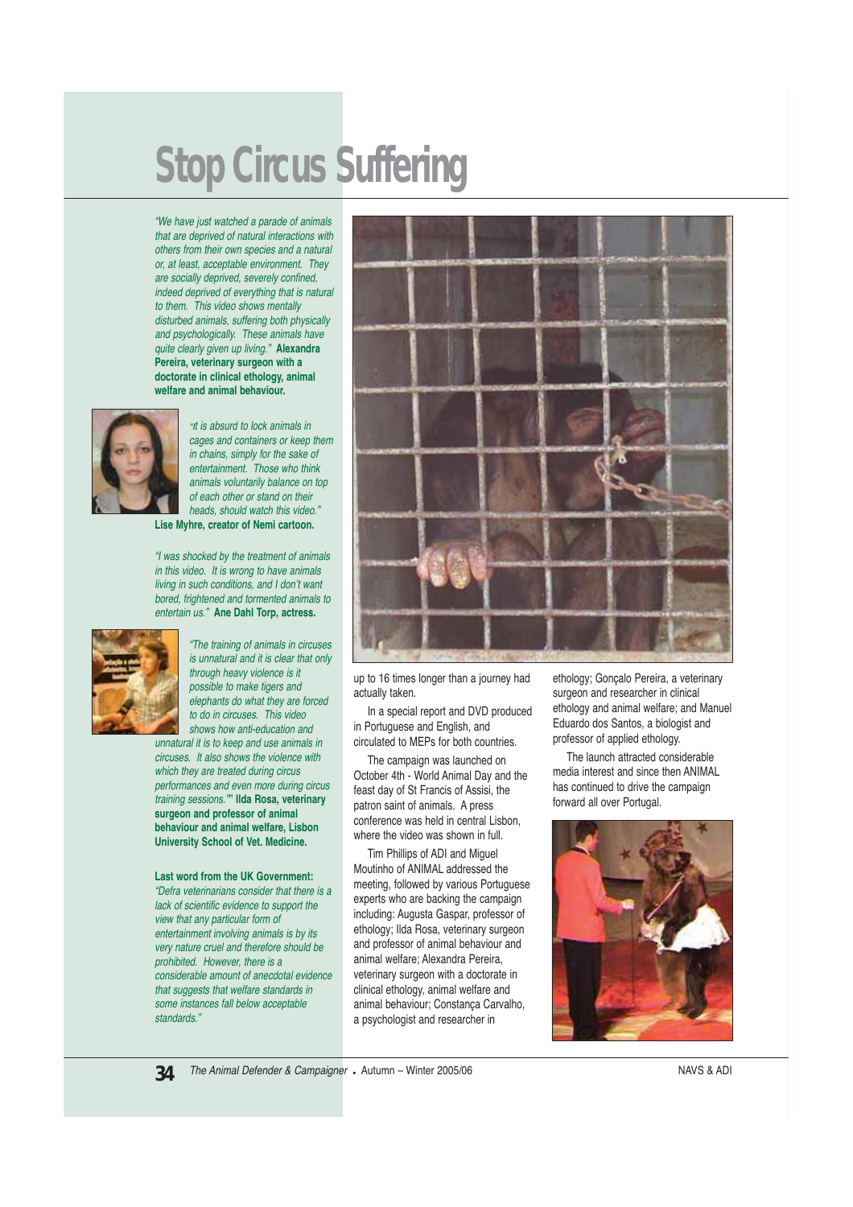# Stop Circus Suffering

*"We have just watched a parade of animals that are deprived of natural interactions with others from their own species and a natural or, at least, acceptable environment. They are socially deprived, severely confined, indeed deprived of everything that is natural to them. This video shows mentally disturbed animals, suffering both physically and psychologically. These animals have quite clearly given up living."* **Alexandra Pereira, veterinary surgeon with a doctorate in clinical ethology, animal welfare and animal behaviour.**

*"It is absurd to lock animals in cages and containers or keep them in chains, simply for the sake of entertainment. Those who think animals voluntarily balance on top of each other or stand on their heads, should watch this video."* **Lise Myhre, creator of Nemi cartoon.**

*"I was shocked by the treatment of animals in this video. It is wrong to have animals living in such conditions, and I don't want bored, frightened and tormented animals to entertain us."* **Ane Dahl Torp, actress.**

*"The training of animals in circuses is unnatural and it is clear that only through heavy violence is it possible to make tigers and elephants do what they are forced to do in circuses. This video shows how anti-education and unnatural it is to keep and use animals in circuses. It also shows the violence with which they are treated during circus performances and even more during circus training sessions."* **Ilda Rosa, veterinary surgeon and professor of animal behaviour and animal welfare, Lisbon University School of Vet. Medicine.**

**Last word from the UK Government:** *"Defra veterinarians consider that there is a lack of scientific evidence to support the view that any particular form of entertainment involving animals is by its very nature cruel and therefore should be prohibited. However, there is a considerable amount of anecdotal evidence that suggests that welfare standards in some instances fall below acceptable standards."*

up to 16 times longer than a journey had actually taken.

In a special report and DVD produced in Portuguese and English, and circulated to MEPs for both countries.

The campaign was launched on October 4th - World Animal Day and the feast day of St Francis of Assisi, the patron saint of animals. A press conference was held in central Lisbon, where the video was shown in full.

Tim Phillips of ADI and Miguel Moutinho of ANIMAL addressed the meeting, followed by various Portuguese experts who are backing the campaign including: Augusta Gaspar, professor of ethology; Ilda Rosa, veterinary surgeon and professor of animal behaviour and animal welfare; Alexandra Pereira, veterinary surgeon with a doctorate in clinical ethology, animal welfare and animal behaviour; Constança Carvalho, a psychologist and researcher in ethology; Gonçalo Pereira, a veterinary surgeon and researcher in clinical ethology and animal welfare; and Manuel Eduardo dos Santos, a biologist and professor of applied ethology.

The launch attracted considerable media interest and since then ANIMAL has continued to drive the campaign forward all over Portugal.